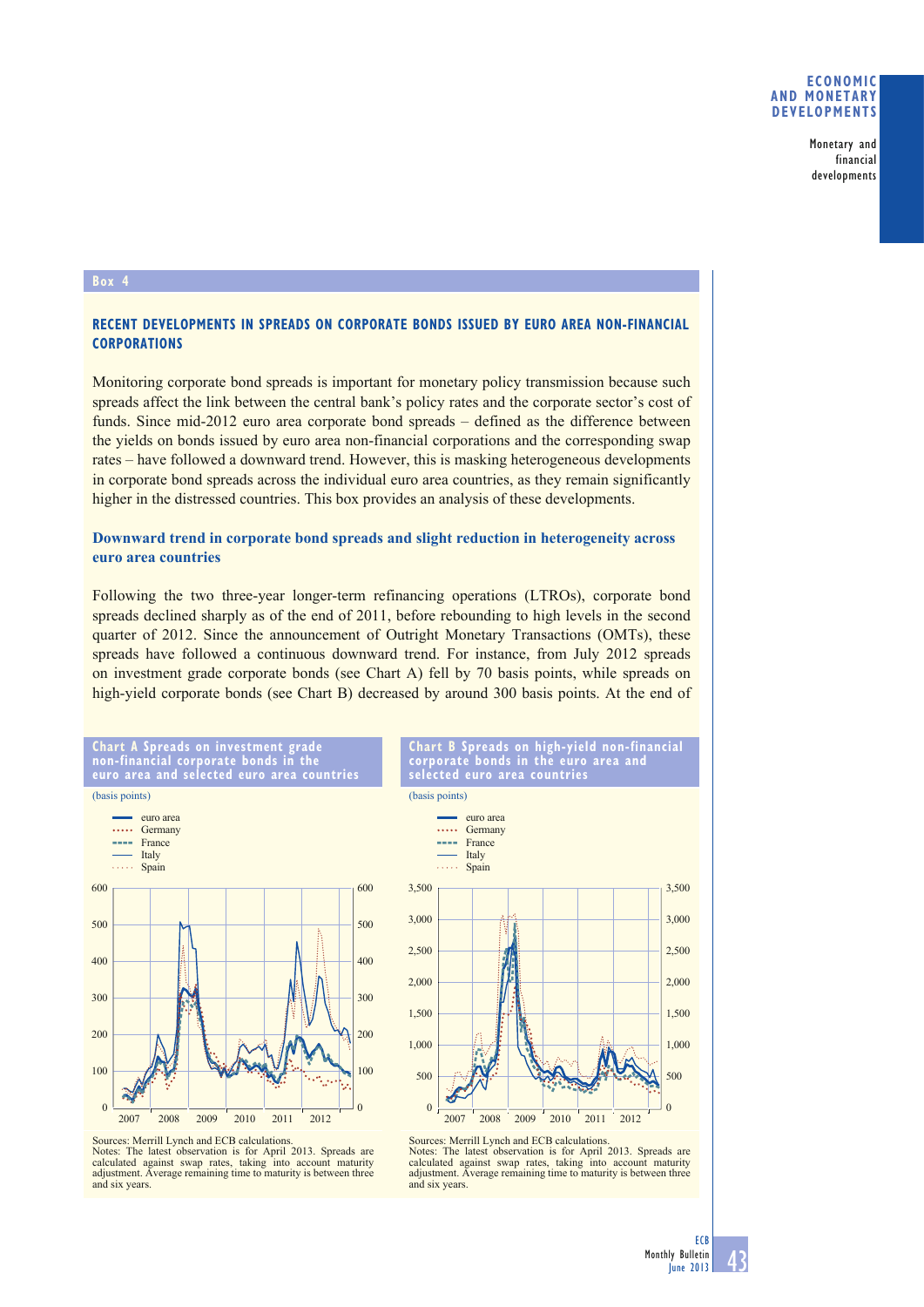## Box 4

### RECENT DEVELOPMENTS IN SPREADS ON CORPORATE BONDS ISSUED BY EURO AREA NON-FINANCIAL CORPORATIONS

Monitoring corporate bond spreads is important for monetary policy transmission because such spreads affect the link between the central bank's policy rates and the corporate sector's cost of funds. Since mid-2012 euro area corporate bond spreads – defined as the difference between the yields on bonds issued by euro area non-financial corporations and the corresponding swap rates – have followed a downward trend. However, this is masking heterogeneous developments in corporate bond spreads across the individual euro area countries, as they remain significantly higher in the distressed countries. This box provides an analysis of these developments.

#### Downward trend in corporate bond spreads and slight reduction in heterogeneity across euro area countries

Following the two three-year longer-term refinancing operations (LTROs), corporate bond spreads declined sharply as of the end of 2011, before rebounding to high levels in the second quarter of 2012. Since the announcement of Outright Monetary Transactions (OMTs), these spreads have followed a continuous downward trend. For instance, from July 2012 spreads on investment grade corporate bonds (see Chart A) fell by 70 basis points, while spreads on high-yield corporate bonds (see Chart B) decreased by around 300 basis points. At the end of

**Chart A Spreads on investment grade non-financial corporate bonds in the euro area and selected euro area countries**

(basis points)

Sources: Merrill Lynch and ECB calculations.
Notes: The latest observation is for April 2013. Spreads are calculated against swap rates, taking into account maturity adjustment. Average remaining time to maturity is between three and six years.

**Chart B Spreads on high-yield non-financial corporate bonds in the euro area and selected euro area countries**

(basis points)

Sources: Merrill Lynch and ECB calculations.
Notes: The latest observation is for April 2013. Spreads are calculated against swap rates, taking into account maturity adjustment. Average remaining time to maturity is between three and six years.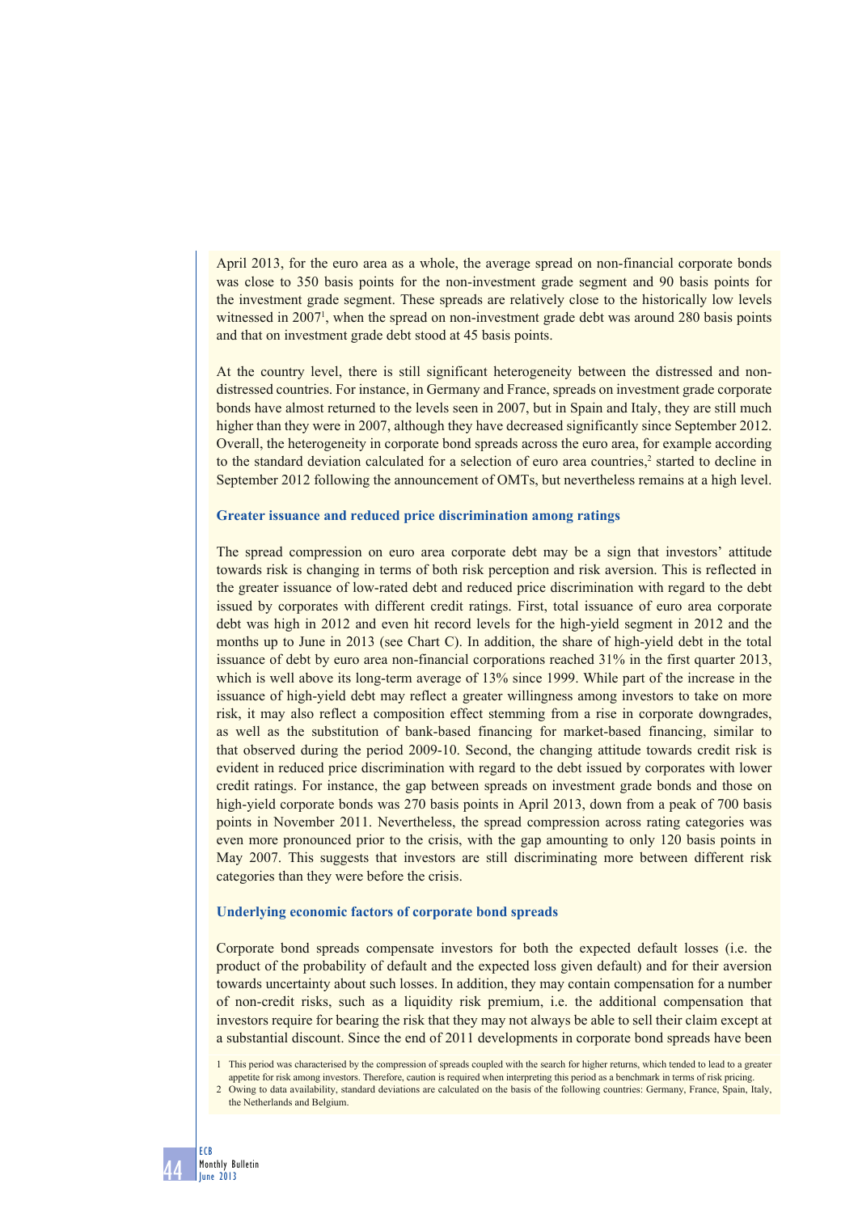April 2013, for the euro area as a whole, the average spread on non-financial corporate bonds was close to 350 basis points for the non-investment grade segment and 90 basis points for the investment grade segment. These spreads are relatively close to the historically low levels witnessed in 2007[1], when the spread on non-investment grade debt was around 280 basis points and that on investment grade debt stood at 45 basis points.

At the country level, there is still significant heterogeneity between the distressed and non-distressed countries. For instance, in Germany and France, spreads on investment grade corporate bonds have almost returned to the levels seen in 2007, but in Spain and Italy, they are still much higher than they were in 2007, although they have decreased significantly since September 2012. Overall, the heterogeneity in corporate bond spreads across the euro area, for example according to the standard deviation calculated for a selection of euro area countries,[2] started to decline in September 2012 following the announcement of OMTs, but nevertheless remains at a high level.

### Greater issuance and reduced price discrimination among ratings

The spread compression on euro area corporate debt may be a sign that investors' attitude towards risk is changing in terms of both risk perception and risk aversion. This is reflected in the greater issuance of low-rated debt and reduced price discrimination with regard to the debt issued by corporates with different credit ratings. First, total issuance of euro area corporate debt was high in 2012 and even hit record levels for the high-yield segment in 2012 and the months up to June in 2013 (see Chart C). In addition, the share of high-yield debt in the total issuance of debt by euro area non-financial corporations reached 31% in the first quarter 2013, which is well above its long-term average of 13% since 1999. While part of the increase in the issuance of high-yield debt may reflect a greater willingness among investors to take on more risk, it may also reflect a composition effect stemming from a rise in corporate downgrades, as well as the substitution of bank-based financing for market-based financing, similar to that observed during the period 2009-10. Second, the changing attitude towards credit risk is evident in reduced price discrimination with regard to the debt issued by corporates with lower credit ratings. For instance, the gap between spreads on investment grade bonds and those on high-yield corporate bonds was 270 basis points in April 2013, down from a peak of 700 basis points in November 2011. Nevertheless, the spread compression across rating categories was even more pronounced prior to the crisis, with the gap amounting to only 120 basis points in May 2007. This suggests that investors are still discriminating more between different risk categories than they were before the crisis.

### Underlying economic factors of corporate bond spreads

Corporate bond spreads compensate investors for both the expected default losses (i.e. the product of the probability of default and the expected loss given default) and for their aversion towards uncertainty about such losses. In addition, they may contain compensation for a number of non-credit risks, such as a liquidity risk premium, i.e. the additional compensation that investors require for bearing the risk that they may not always be able to sell their claim except at a substantial discount. Since the end of 2011 developments in corporate bond spreads have been

1 This period was characterised by the compression of spreads coupled with the search for higher returns, which tended to lead to a greater appetite for risk among investors. Therefore, caution is required when interpreting this period as a benchmark in terms of risk pricing.

2 Owing to data availability, standard deviations are calculated on the basis of the following countries: Germany, France, Spain, Italy, the Netherlands and Belgium.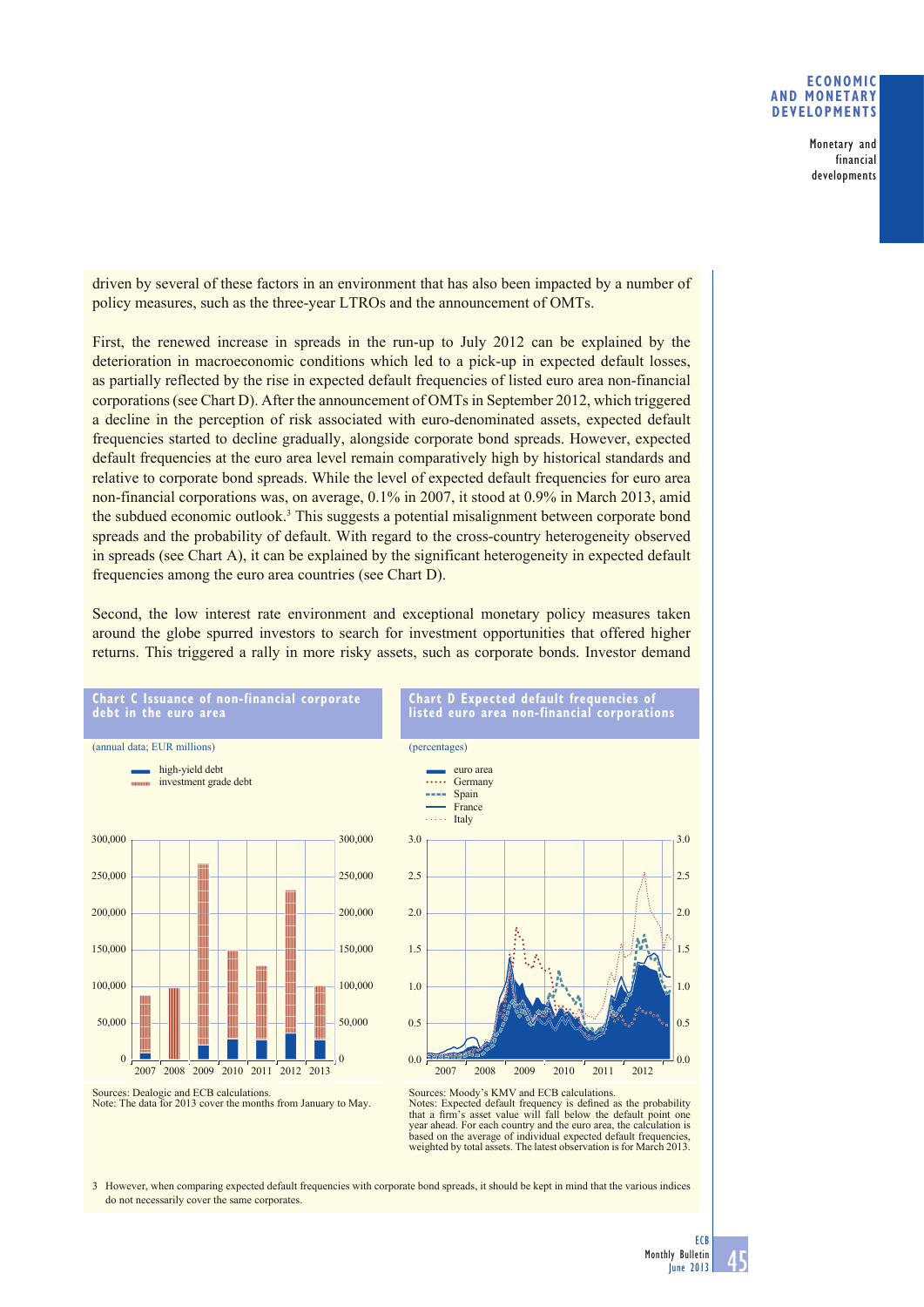driven by several of these factors in an environment that has also been impacted by a number of policy measures, such as the three-year LTROs and the announcement of OMTs.

First, the renewed increase in spreads in the run-up to July 2012 can be explained by the deterioration in macroeconomic conditions which led to a pick-up in expected default losses, as partially reflected by the rise in expected default frequencies of listed euro area non-financial corporations (see Chart D). After the announcement of OMTs in September 2012, which triggered a decline in the perception of risk associated with euro-denominated assets, expected default frequencies started to decline gradually, alongside corporate bond spreads. However, expected default frequencies at the euro area level remain comparatively high by historical standards and relative to corporate bond spreads. While the level of expected default frequencies for euro area non-financial corporations was, on average, 0.1% in 2007, it stood at 0.9% in March 2013, amid the subdued economic outlook.[3] This suggests a potential misalignment between corporate bond spreads and the probability of default. With regard to the cross-country heterogeneity observed in spreads (see Chart A), it can be explained by the significant heterogeneity in expected default frequencies among the euro area countries (see Chart D).

Second, the low interest rate environment and exceptional monetary policy measures taken around the globe spurred investors to search for investment opportunities that offered higher returns. This triggered a rally in more risky assets, such as corporate bonds. Investor demand

**Chart C Issuance of non-financial corporate debt in the euro area**

(annual data; EUR millions)

Sources: Dealogic and ECB calculations.
Note: The data for 2013 cover the months from January to May.

**Chart D Expected default frequencies of listed euro area non-financial corporations**

(percentages)

Sources: Moody's KMV and ECB calculations.
Notes: Expected default frequency is defined as the probability that a firm's asset value will fall below the default point one year ahead. For each country and the euro area, the calculation is based on the average of individual expected default frequencies, weighted by total assets. The latest observation is for March 2013.

3 However, when comparing expected default frequencies with corporate bond spreads, it should be kept in mind that the various indices do not necessarily cover the same corporates.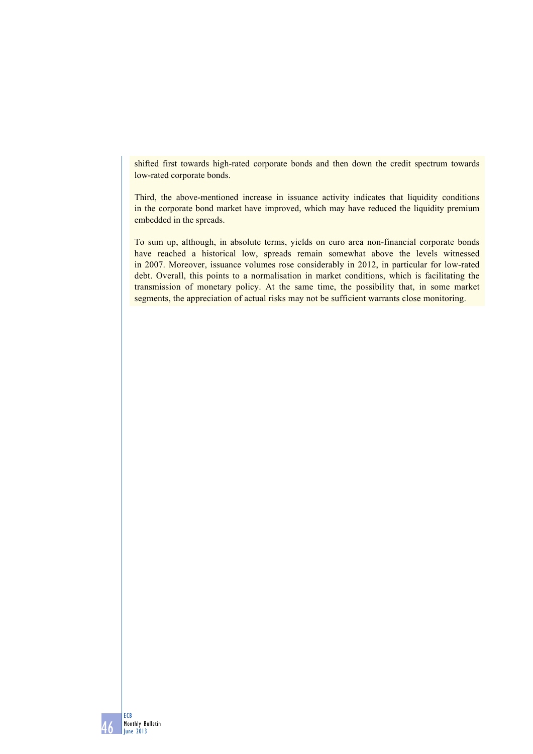shifted first towards high-rated corporate bonds and then down the credit spectrum towards low-rated corporate bonds.

Third, the above-mentioned increase in issuance activity indicates that liquidity conditions in the corporate bond market have improved, which may have reduced the liquidity premium embedded in the spreads.

To sum up, although, in absolute terms, yields on euro area non-financial corporate bonds have reached a historical low, spreads remain somewhat above the levels witnessed in 2007. Moreover, issuance volumes rose considerably in 2012, in particular for low-rated debt. Overall, this points to a normalisation in market conditions, which is facilitating the transmission of monetary policy. At the same time, the possibility that, in some market segments, the appreciation of actual risks may not be sufficient warrants close monitoring.